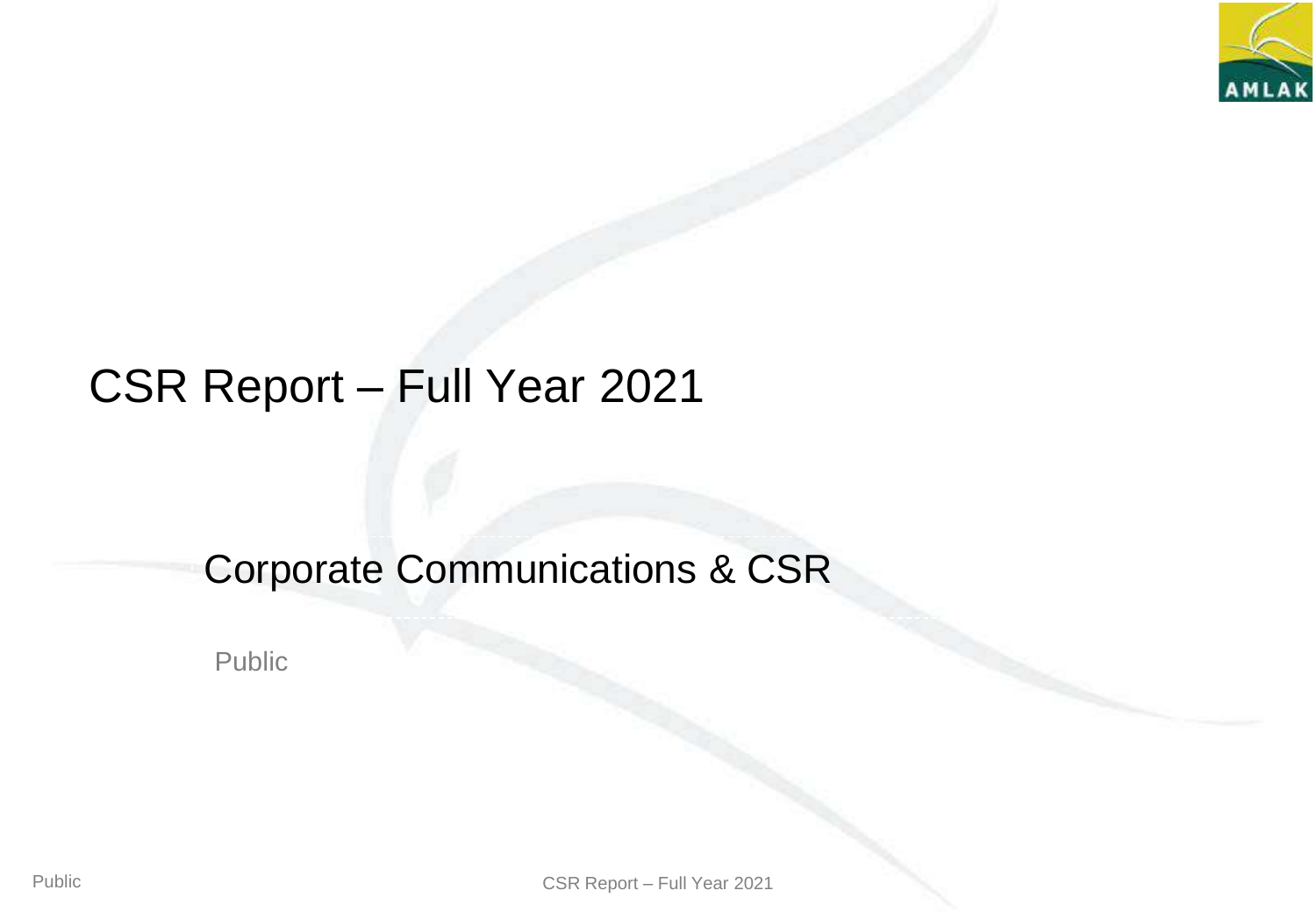# CSR Report – Full Year 2021

## Corporate Communications & CSR

Public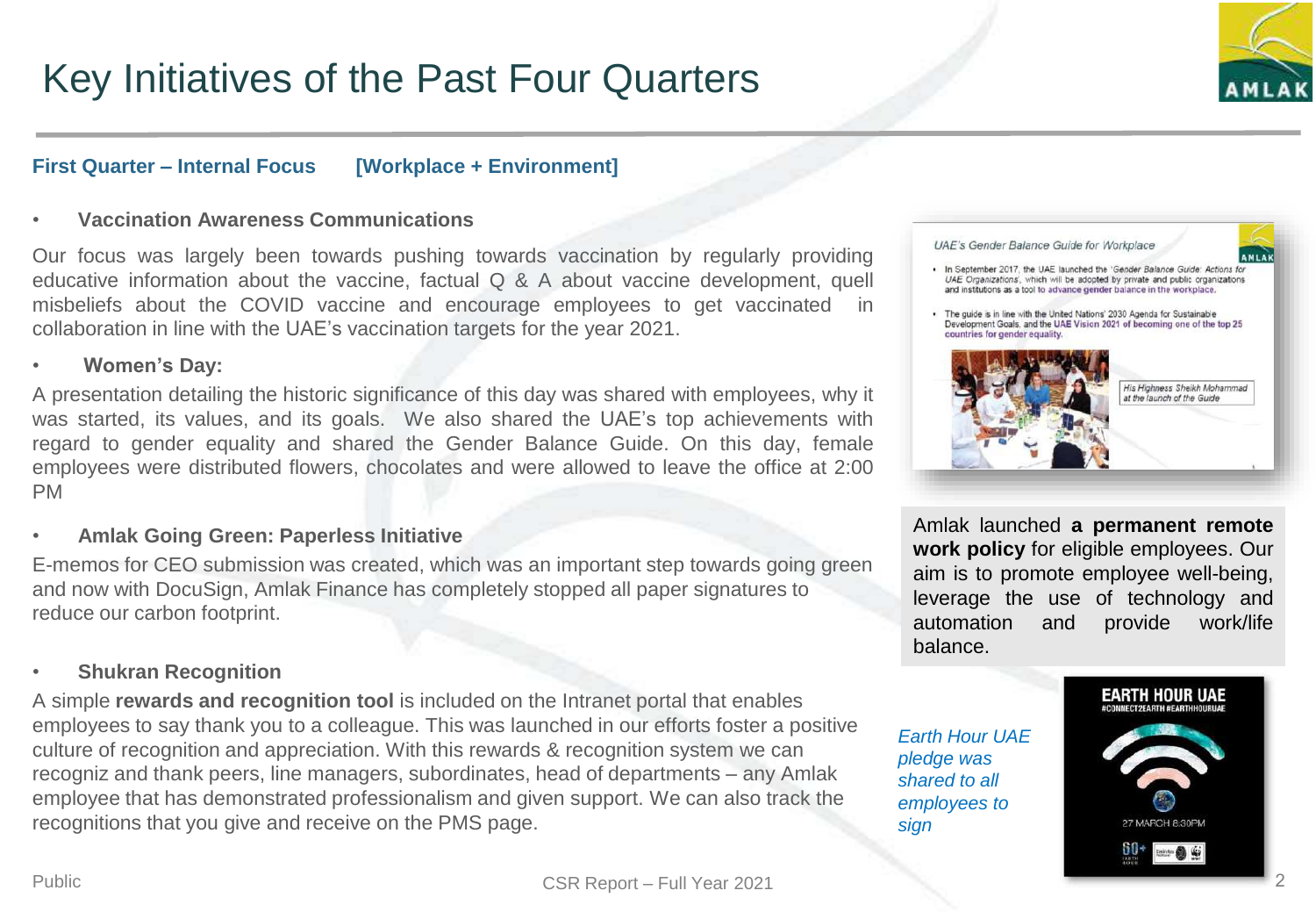# Key Initiatives of the Past Four Quarters

**First Quarter – Internal Focus [Workplace + Environment]**

- **Vaccination Awareness Communications**

Our focus was largely been towards pushing towards vaccination by regularly providing educative information about the vaccine, factual Q & A about vaccine development, quell misbeliefs about the COVID vaccine and encourage employees to get vaccinated in collaboration in line with the UAE's vaccination targets for the year 2021.

- **Women's Day:**

A presentation detailing the historic significance of this day was shared with employees, why it was started, its values, and its goals. We also shared the UAE's top achievements with regard to gender equality and shared the Gender Balance Guide. On this day, female employees were distributed flowers, chocolates and were allowed to leave the office at 2:00 PM

- **Amlak Going Green: Paperless Initiative**

E-memos for CEO submission was created, which was an important step towards going green and now with DocuSign, Amlak Finance has completely stopped all paper signatures to reduce our carbon footprint.

- **Shukran Recognition**

A simple **rewards and recognition tool** is included on the Intranet portal that enables employees to say thank you to a colleague. This was launched in our efforts foster a positive culture of recognition and appreciation. With this rewards & recognition system we can recogniz and thank peers, line managers, subordinates, head of departments – any Amlak employee that has demonstrated professionalism and given support. We can also track the recognitions that you give and receive on the PMS page.

*UAE's Gender Balance Guide for Workplace*

- In September 2017, the UAE launched the '*Gender Balance Guide: Actions for UAE Organizations*', which will be adopted by private and public organizations and institutions as a tool to advance gender balance in the workplace.
- The guide is in line with the United Nations' 2030 Agenda for Sustainable Development Goals, and the UAE Vision 2021 of becoming one of the top 25 countries for gender equality.

*His Highness Sheikh Mohammad at the launch of the Guide*

Amlak launched **a permanent remote work policy** for eligible employees. Our aim is to promote employee well-being, leverage the use of technology and automation and provide work/life balance.

*Earth Hour UAE pledge was shared to all employees to sign*

EARTH HOUR UAE
#CONNECT2EARTH #EARTHHOURUAE
27 MARCH 8:30PM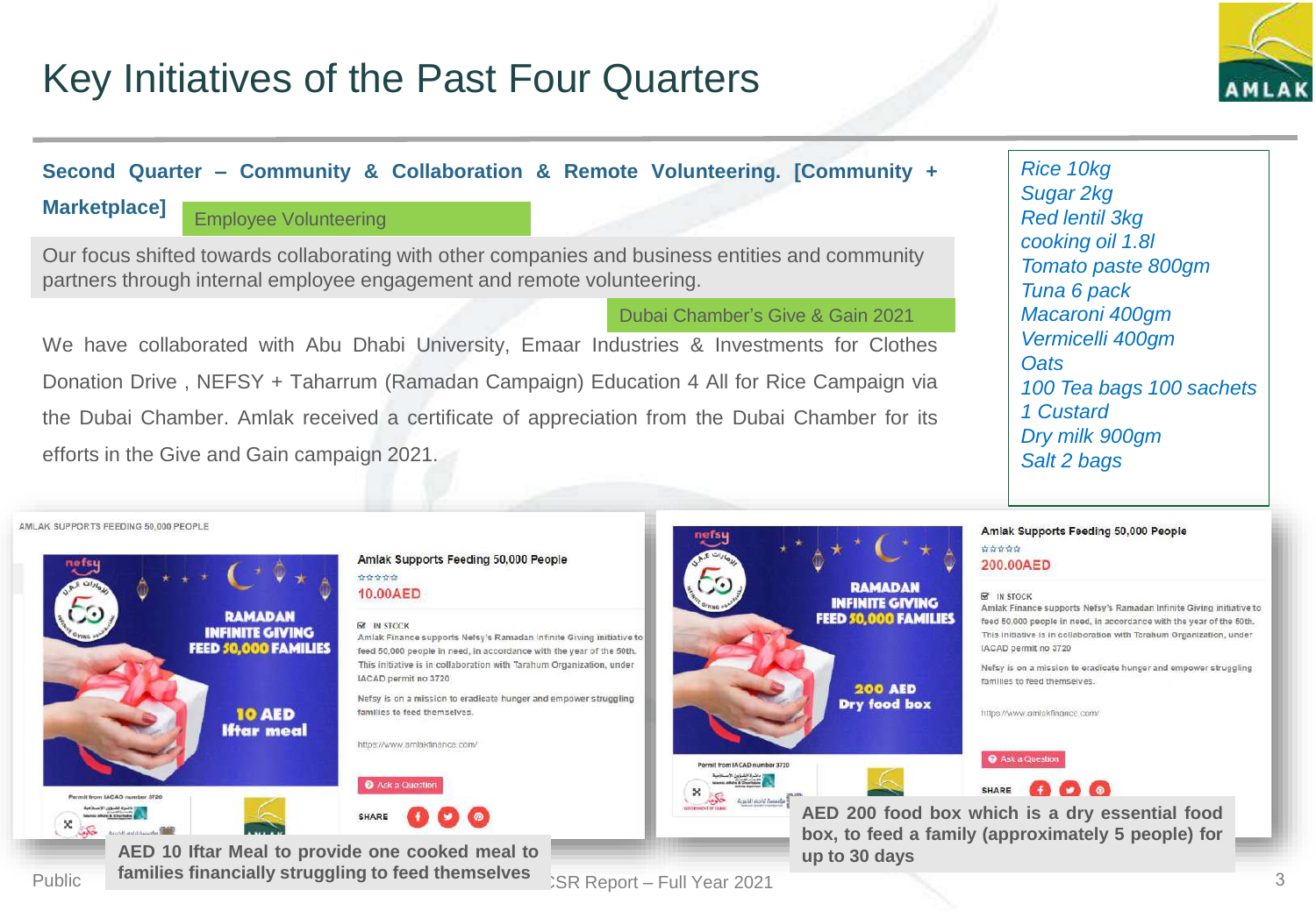# Key Initiatives of the Past Four Quarters

**Second Quarter – Community & Collaboration & Remote Volunteering. [Community + Marketplace]**

Employee Volunteering

Our focus shifted towards collaborating with other companies and business entities and community partners through internal employee engagement and remote volunteering.

Dubai Chamber's Give & Gain 2021

We have collaborated with Abu Dhabi University, Emaar Industries & Investments for Clothes Donation Drive , NEFSY + Taharrum (Ramadan Campaign) Education 4 All for Rice Campaign via the Dubai Chamber. Amlak received a certificate of appreciation from the Dubai Chamber for its efforts in the Give and Gain campaign 2021.

*Rice 10kg*
*Sugar 2kg*
*Red lentil 3kg*
*cooking oil 1.8l*
*Tomato paste 800gm*
*Tuna 6 pack*
*Macaroni 400gm*
*Vermicelli 400gm*
*Oats*
*100 Tea bags 100 sachets*
*1 Custard*
*Dry milk 900gm*
*Salt 2 bags*

AMLAK SUPPORTS FEEDING 50,000 PEOPLE

Amlak Supports Feeding 50,000 People

10.00AED

IN STOCK

Amlak Finance supports Nefsy's Ramadan Infinite Giving initiative to feed 50,000 people in need, in accordance with the year of the 50th. This initiative is in collaboration with Tarahum Organization, under IACAD permit no 3720

Nefsy is on a mission to eradicate hunger and empower struggling families to feed themselves.

https://www.amlakfinance.com/

**AED 10 Iftar Meal to provide one cooked meal to families financially struggling to feed themselves**

Amlak Supports Feeding 50,000 People

200.00AED

IN STOCK

Amlak Finance supports Nefsy's Ramadan Infinite Giving initiative to feed 50,000 people in need, in accordance with the year of the 50th. This initiative is in collaboration with Tarahum Organization, under IACAD permit no 3720

Nefsy is on a mission to eradicate hunger and empower struggling families to feed themselves.

https://www.amlakfinance.com/

**AED 200 food box which is a dry essential food box, to feed a family (approximately 5 people) for up to 30 days**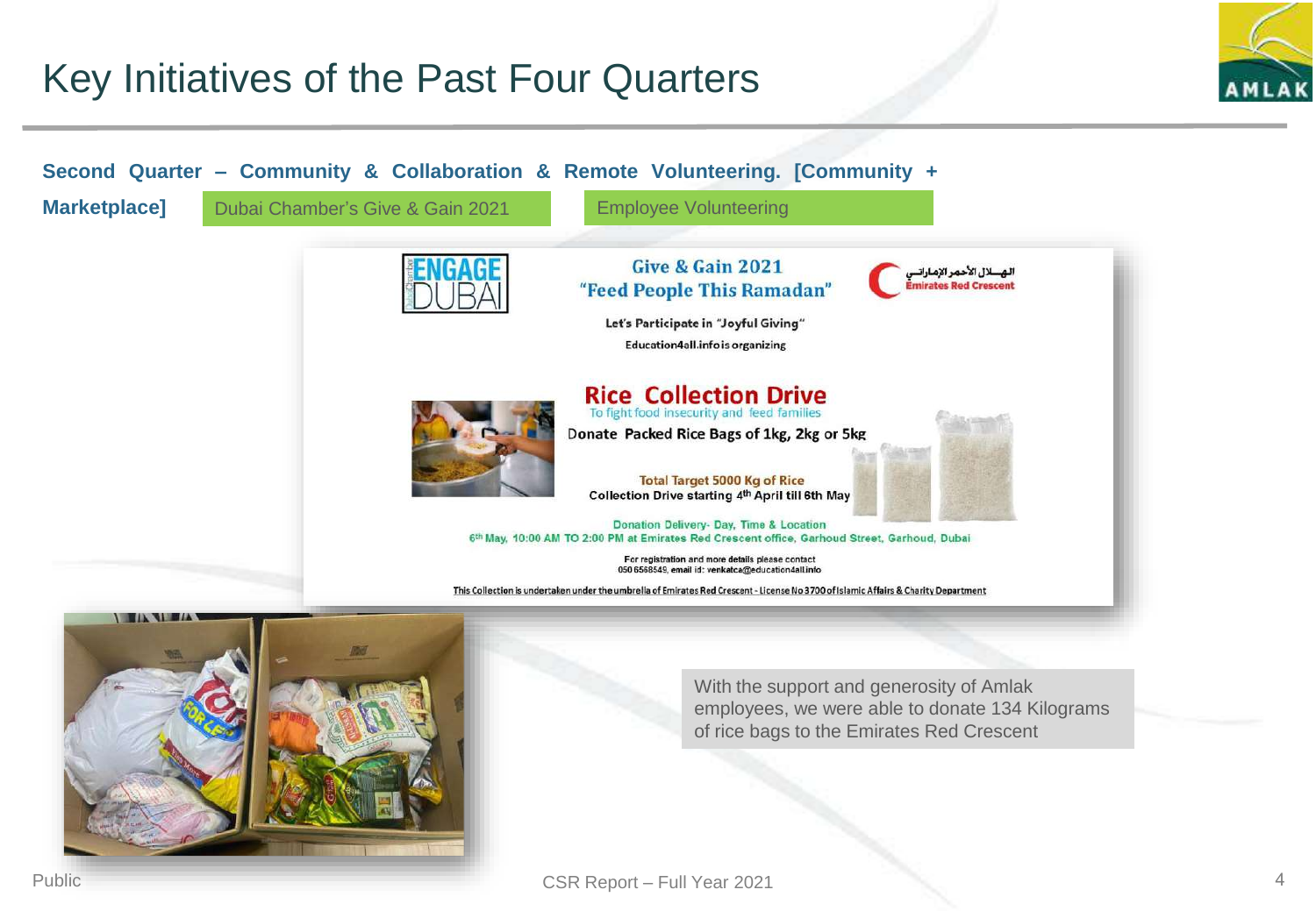# Key Initiatives of the Past Four Quarters

**Second Quarter – Community & Collaboration & Remote Volunteering. [Community + Marketplace]**

Dubai Chamber's Give & Gain 2021

Employee Volunteering

ENGAGE DUBAI

Give & Gain 2021
"Feed People This Ramadan"

الهلال الأحمر الإماراتي
Emirates Red Crescent

Let's Participate in "Joyful Giving"

Education4all.info is organizing

**Rice Collection Drive**

To fight food insecurity and feed families

Donate Packed Rice Bags of 1kg, 2kg or 5kg

Total Target 5000 Kg of Rice

Collection Drive starting 4th April till 6th May

Donation Delivery- Day, Time & Location

6th May, 10:00 AM TO 2:00 PM at Emirates Red Crescent office, Garhoud Street, Garhoud, Dubai

For registration and more details please contact
050 6568549, email id: venkatca@education4all.info

This Collection is undertaken under the umbrella of Emirates Red Crescent - License No 3700 of Islamic Affairs & Charity Department

With the support and generosity of Amlak employees, we were able to donate 134 Kilograms of rice bags to the Emirates Red Crescent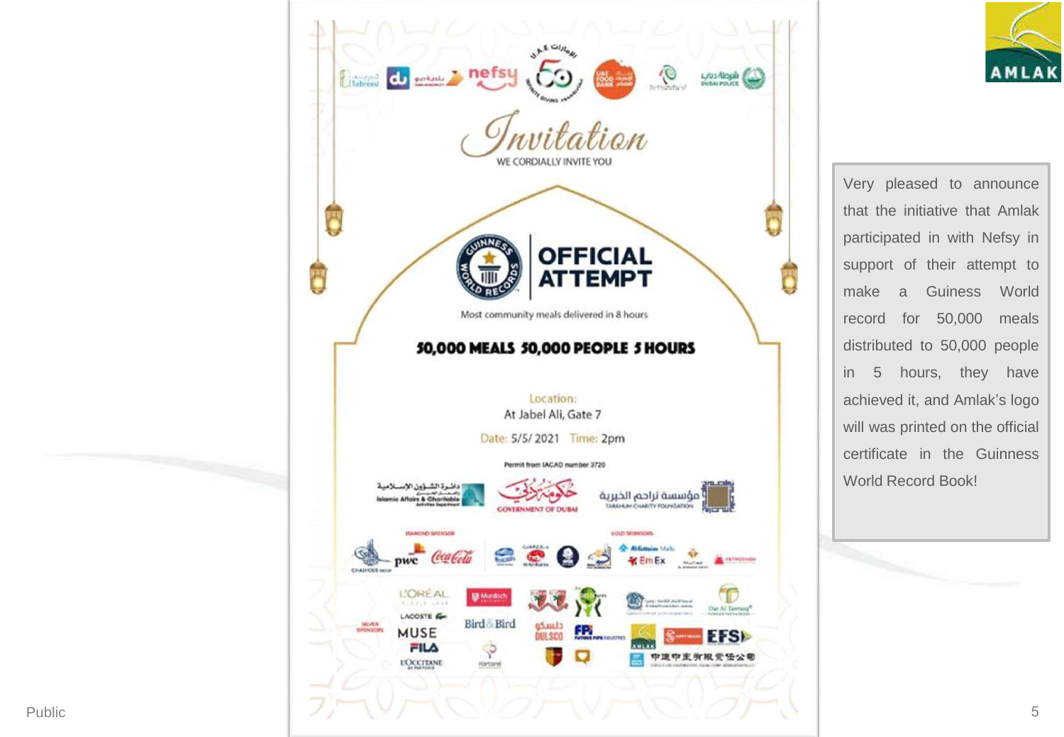Invitation

WE CORDIALLY INVITE YOU

OFFICIAL ATTEMPT

Most community meals delivered in 8 hours

**50,000 MEALS 50,000 PEOPLE 5 HOURS**

Location:
At Jabel Ali, Gate 7

Date: 5/5/ 2021 Time: 2pm

Permit from IACAD number 3720

Very pleased to announce that the initiative that Amlak participated in with Nefsy in support of their attempt to make a Guiness World record for 50,000 meals distributed to 50,000 people in 5 hours, they have achieved it, and Amlak's logo will was printed on the official certificate in the Guinness World Record Book!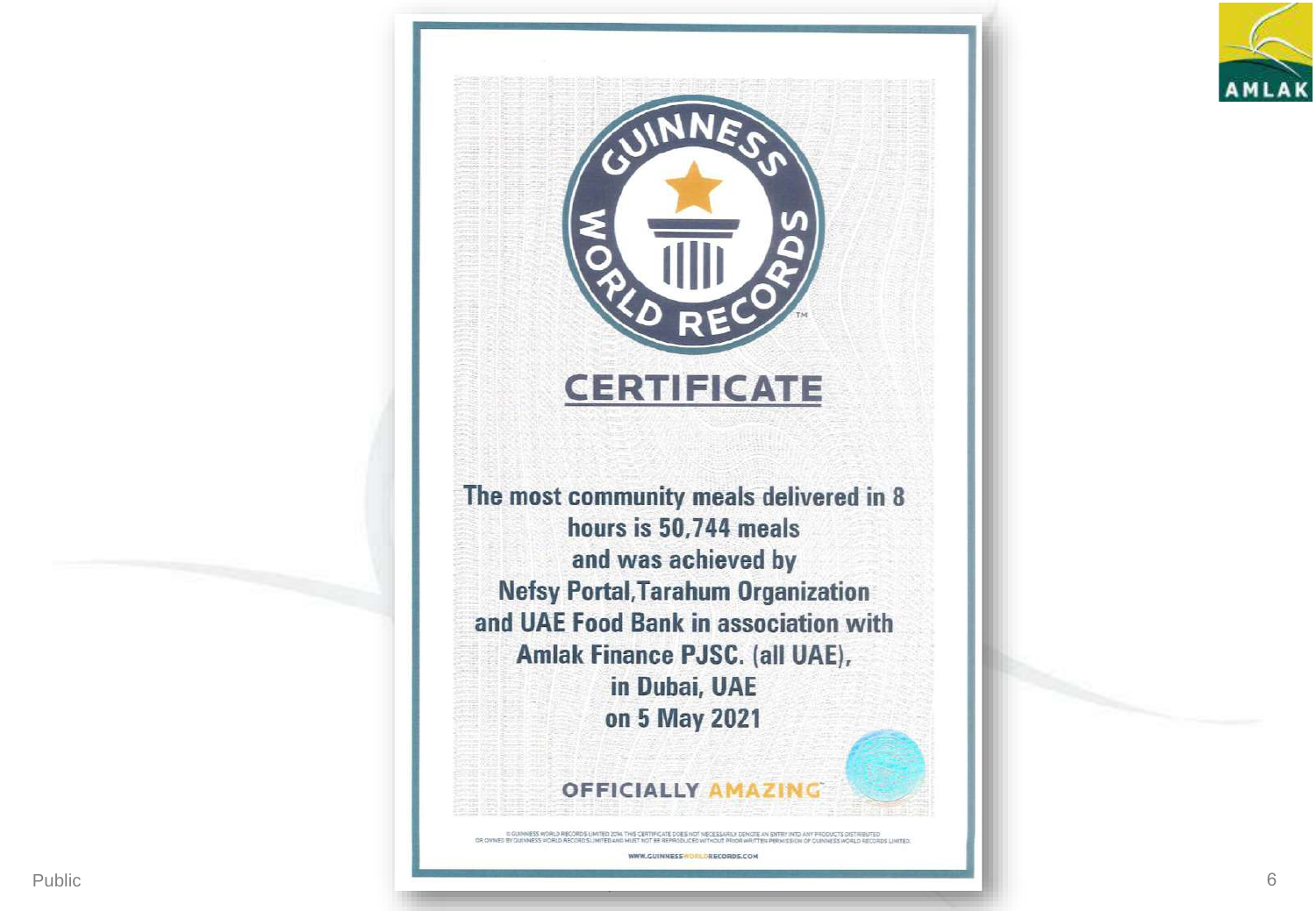GUINNESS WORLD RECORDS

# CERTIFICATE

**The most community meals delivered in 8 hours is 50,744 meals and was achieved by Nefsy Portal,Tarahum Organization and UAE Food Bank in association with Amlak Finance PJSC. (all UAE), in Dubai, UAE on 5 May 2021**

OFFICIALLY AMAZING

© GUINNESS WORLD RECORDS LIMITED 2014. THIS CERTIFICATE DOES NOT NECESSARILY DENOTE AN ENTRY INTO ANY PRODUCTS DISTRIBUTED OR OWNED BY GUINNESS WORLD RECORDS LIMITED AND MUST NOT BE REPRODUCED WITHOUT PRIOR WRITTEN PERMISSION OF GUINNESS WORLD RECORDS LIMITED.

WWW.GUINNESSWORLDRECORDS.COM

AMLAK

Public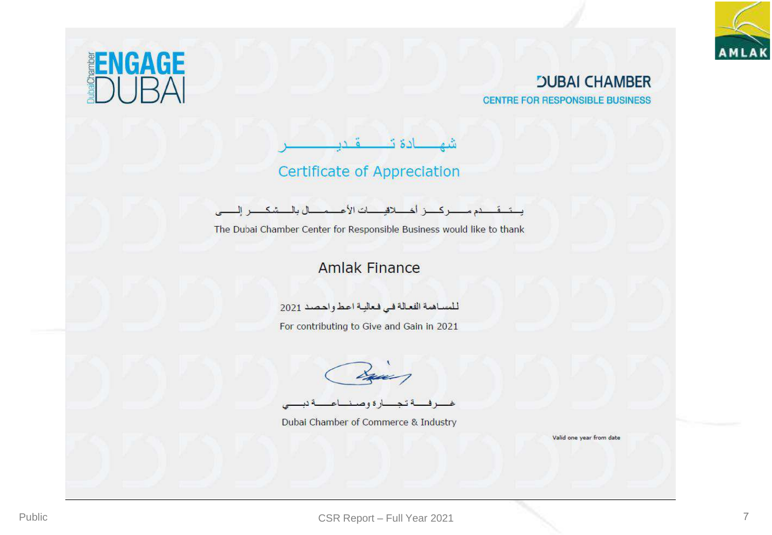ENGAGE DUBAI

DUBAI CHAMBER
CENTRE FOR RESPONSIBLE BUSINESS

## شهادة تقدير

## Certificate of Appreciation

يتقدم مركز أخلاقيات الأعمال بالشكر إلى

The Dubai Chamber Center for Responsible Business would like to thank

### Amlak Finance

للمساهمة الفعالة في فعالية اعط واحصد 2021

For contributing to Give and Gain in 2021

غرفة تجارة وصناعة دبي

Dubai Chamber of Commerce & Industry

Valid one year from date

Public

CSR Report – Full Year 2021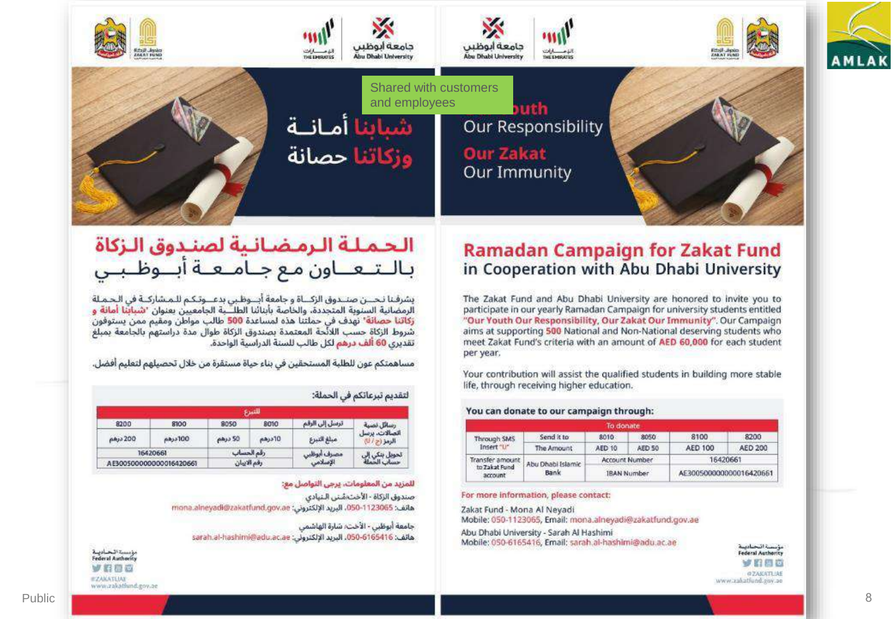Shared with customers and employees

# شبابنا أمانة وزكاتنا حصانة

## الحملة الرمضانية لصندوق الزكاة بالتعاون مع جامعة أبوظبي

يشرفنا نحن صندوق الزكاة و جامعة أبوظبي بدعوتكم للمشاركة في الحملة الرمضانية السنوية المتجددة، والخاصة بأبنائنا الطلبة الجامعيين بعنوان "شبابنا أمانة و زكاتنا حصانة" نهدف في حملتنا هذه لمساعدة **500** طالب مواطن ومقيم ممن يستوفون شروط الزكاة حسب اللائحة المعتمدة بصندوق الزكاة طوال مدة دراستهم بالجامعة بمبلغ تقديري **60 ألف درهم** لكل طالب للسنة الدراسية الواحدة.

مساهمتكم عون للطلبة المستحقين في بناء حياة مستقرة من خلال تحصيلهم لتعليم أفضل.

لتقديم تبرعاتكم في الحملة:

| | | التبرع | | | | |
|---|---|---|---|---|---|---|
| رسائل نصية للاتصالات، يرسل الرمز (ع / U) | ترسل إلى الرقم | 8010 | 8050 | 8100 | 8200 |
| | مبلغ التبرع | 10درهم | 50 درهم | 100درهم | 200 درهم |
| تحويل بنكي إلى حساب الحملة | مصرف أبوظبي الإسلامي | رقم الحساب | | 16420661 | |
| | | رقم الايبان | | AE300500000000016420661 | |

للمزيد من المعلومات، يرجى التواصل مع:

صندوق الزكاة - الأخت/منى النيادي
هاتف: 050-1123065 البريد الإلكتروني: mona.alneyadi@zakatfund.gov.ae

جامعة أبوظبي - الأخت/ سارة الهاشمي
هاتف: 050-6165416 البريد الإلكتروني: sarah.al-hashimi@adu.ac.ae

# Our Youth Our Responsibility Our Zakat Our Immunity

## Ramadan Campaign for Zakat Fund in Cooperation with Abu Dhabi University

The Zakat Fund and Abu Dhabi University are honored to invite you to participate in our yearly Ramadan Campaign for university students entitled **"Our Youth Our Responsibility, Our Zakat Our Immunity"**. Our Campaign aims at supporting **500** National and Non-National deserving students who meet Zakat Fund's criteria with an amount of **AED 60,000** for each student per year.

Your contribution will assist the qualified students in building more stable life, through receiving higher education.

**You can donate to our campaign through:**

| | | To donate | | | |
|---|---|---|---|---|---|
| Through SMS Insert "U" | Send it to | 8010 | 8050 | 8100 | 8200 |
| | The Amount | AED 10 | AED 50 | AED 100 | AED 200 |
| Transfer amount to Zakat Fund account | Abu Dhabi Islamic Bank | Account Number | | 16420661 | |
| | | IBAN Number | | AE300500000000016420661 | |

For more information, please contact:

Zakat Fund - Mona Al Neyadi
Mobile: 050-1123065, Email: mona.alneyadi@zakatfund.gov.ae

Abu Dhabi University - Sarah Al Hashimi
Mobile: 050-6165416, Email: sarah.al-hashimi@adu.ac.ae

Federal Authority
@ZAKATUAE
www.zakatfund.gov.ae

Public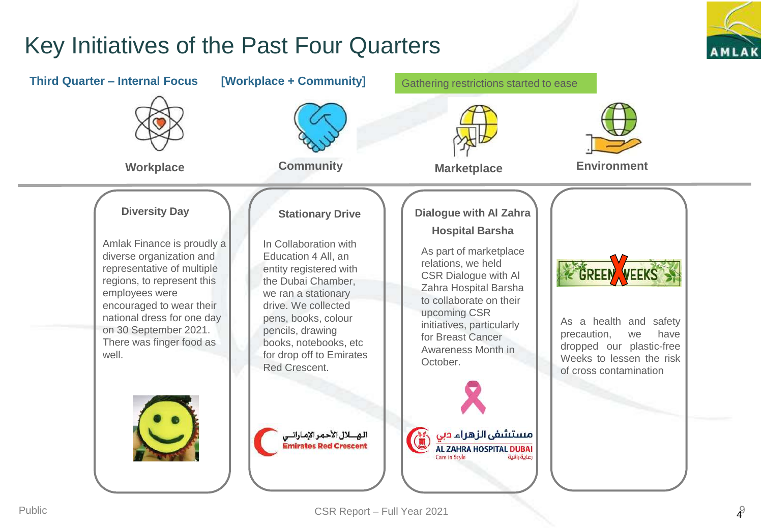# Key Initiatives of the Past Four Quarters

**Third Quarter – Internal Focus** **[Workplace + Community]**

Gathering restrictions started to ease

**Workplace** | **Community** | **Marketplace** | **Environment**

### Diversity Day

Amlak Finance is proudly a diverse organization and representative of multiple regions, to represent this employees were encouraged to wear their national dress for one day on 30 September 2021. There was finger food as well.

### Stationary Drive

In Collaboration with Education 4 All, an entity registered with the Dubai Chamber, we ran a stationary drive. We collected pens, books, colour pencils, drawing books, notebooks, etc for drop off to Emirates Red Crescent.

الهلال الأحمر الإماراتي
Emirates Red Crescent

### Dialogue with Al Zahra Hospital Barsha

As part of marketplace relations, we held CSR Dialogue with Al Zahra Hospital Barsha to collaborate on their upcoming CSR initiatives, particularly for Breast Cancer Awareness Month in October.

مستشفى الزهراء دبي
AL ZAHRA HOSPITAL DUBAI
Care in Style
رعاية راقية

### GREEN WEEKS

As a health and safety precaution, we have dropped our plastic-free Weeks to lessen the risk of cross contamination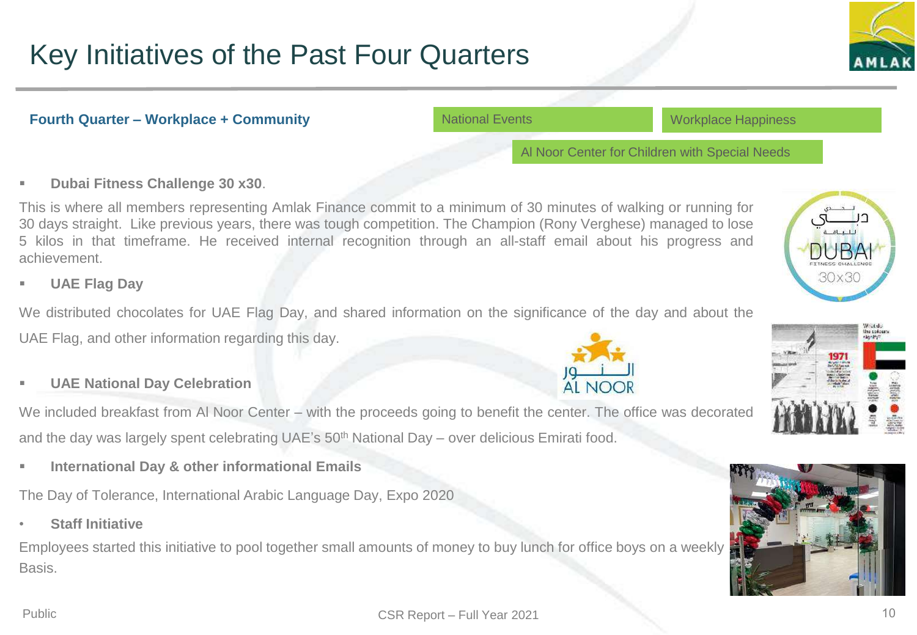# Key Initiatives of the Past Four Quarters

**Fourth Quarter – Workplace + Community**

National Events

Workplace Happiness

Al Noor Center for Children with Special Needs

- **Dubai Fitness Challenge 30 x30**.

This is where all members representing Amlak Finance commit to a minimum of 30 minutes of walking or running for 30 days straight. Like previous years, there was tough competition. The Champion (Rony Verghese) managed to lose 5 kilos in that timeframe. He received internal recognition through an all-staff email about his progress and achievement.

- **UAE Flag Day**

We distributed chocolates for UAE Flag Day, and shared information on the significance of the day and about the UAE Flag, and other information regarding this day.

- **UAE National Day Celebration**

We included breakfast from Al Noor Center – with the proceeds going to benefit the center. The office was decorated and the day was largely spent celebrating UAE's 50th National Day – over delicious Emirati food.

- **International Day & other informational Emails**

The Day of Tolerance, International Arabic Language Day, Expo 2020

- **Staff Initiative**

Employees started this initiative to pool together small amounts of money to buy lunch for office boys on a weekly Basis.

Public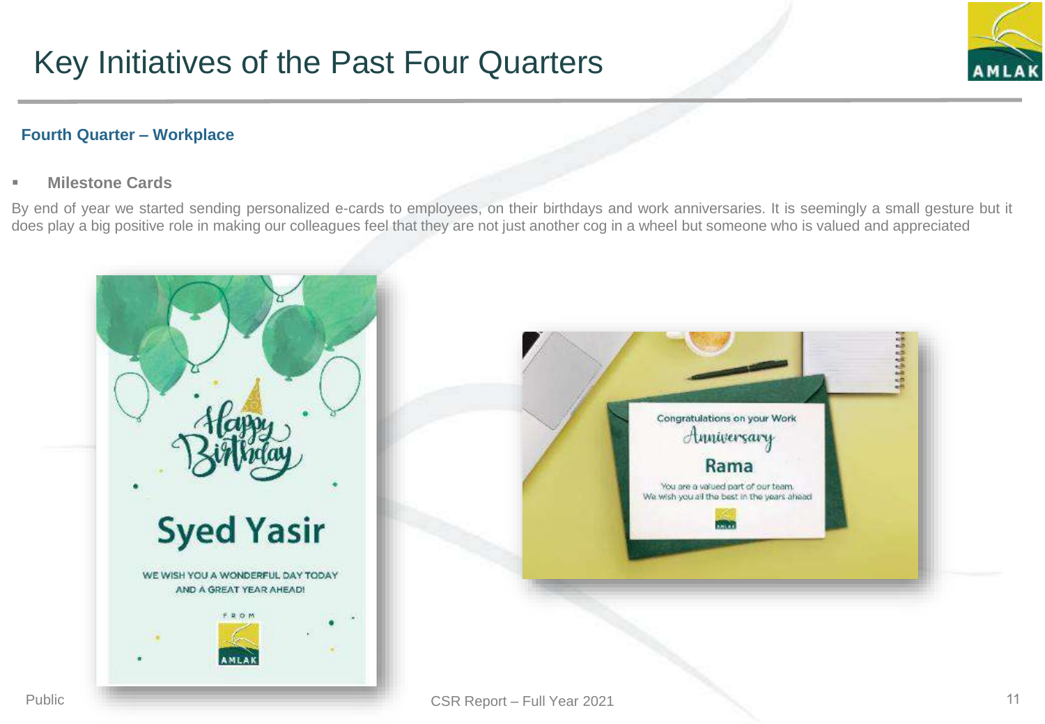# Key Initiatives of the Past Four Quarters

## Fourth Quarter – Workplace

- **Milestone Cards**

By end of year we started sending personalized e-cards to employees, on their birthdays and work anniversaries. It is seemingly a small gesture but it does play a big positive role in making our colleagues feel that they are not just another cog in a wheel but someone who is valued and appreciated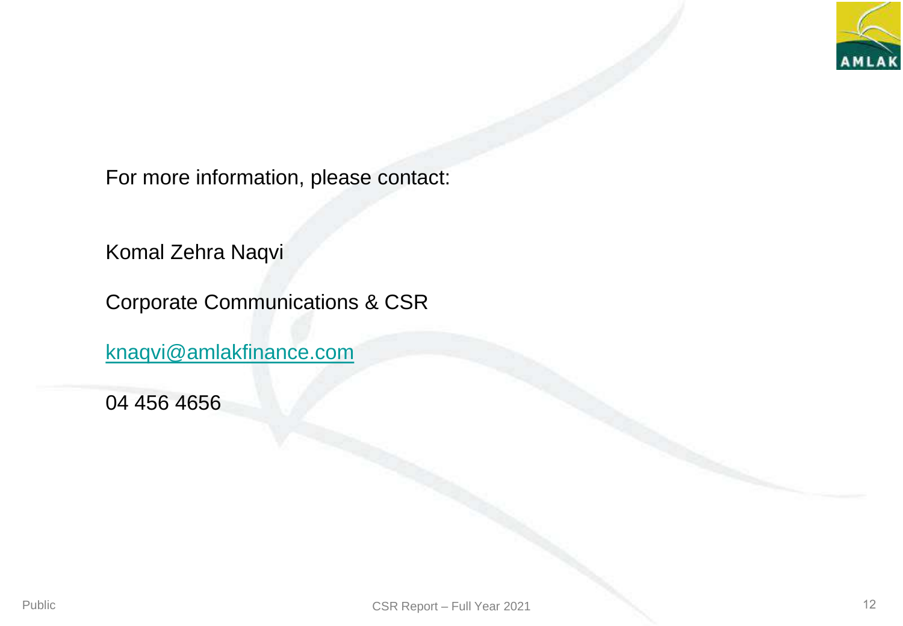For more information, please contact:

Komal Zehra Naqvi

Corporate Communications & CSR

knaqvi@amlakfinance.com

04 456 4656